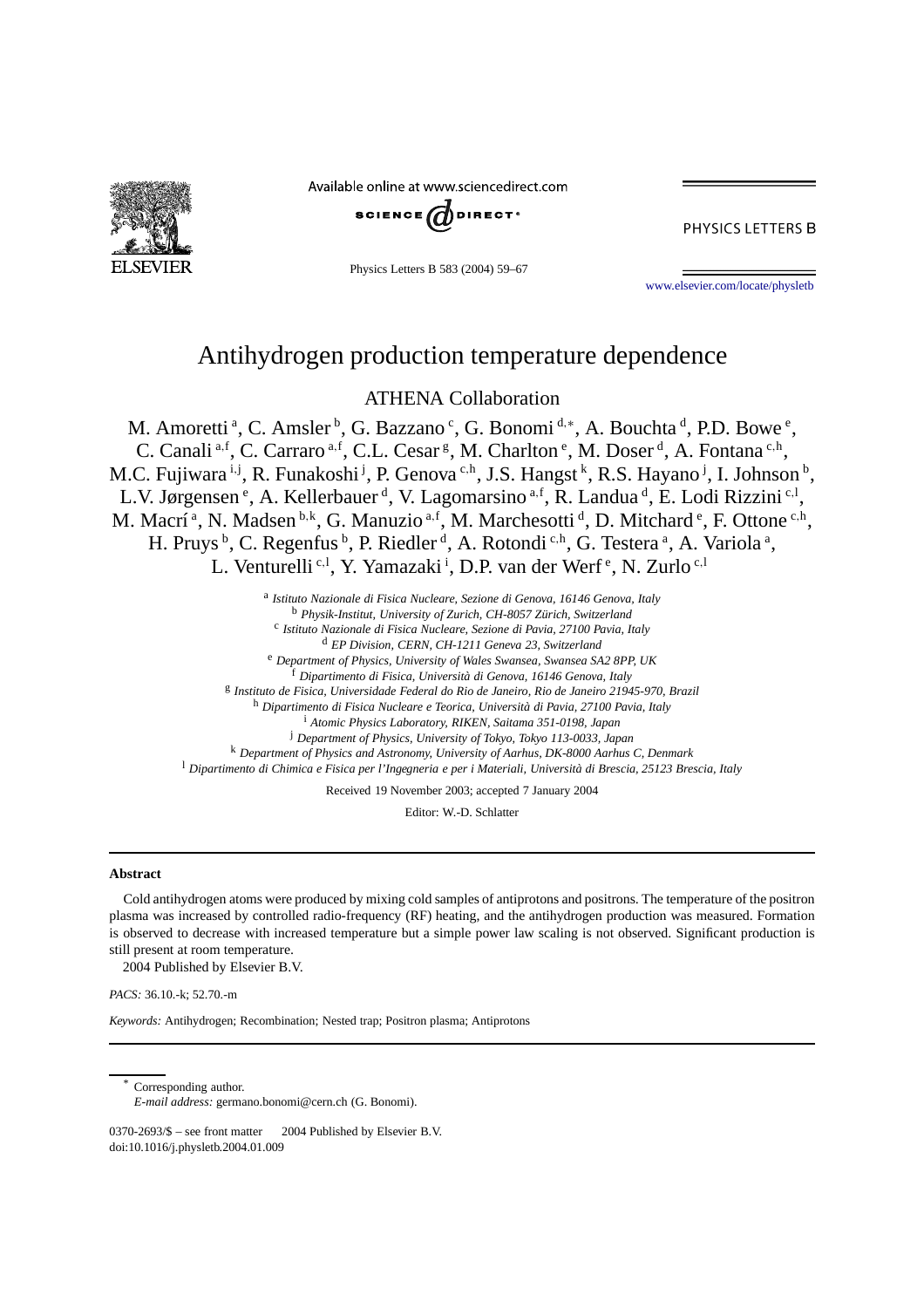# Antihydrogen production temperature dependence

ATHENA Collaboration

M. Amoretti [a], C. Amsler [b], G. Bazzano [c], G. Bonomi [d,∗], A. Bouchta [d], P.D. Bowe [e], C. Canali [a,f], C. Carraro [a,f], C.L. Cesar [g], M. Charlton [e], M. Doser [d], A. Fontana [c,h], M.C. Fujiwara [i,j], R. Funakoshi [j], P. Genova [c,h], J.S. Hangst [k], R.S. Hayano [j], I. Johnson [b], L.V. Jørgensen [e], A. Kellerbauer [d], V. Lagomarsino [a,f], R. Landua [d], E. Lodi Rizzini [c,l], M. Macrí [a], N. Madsen [b,k], G. Manuzio [a,f], M. Marchesotti [d], D. Mitchard [e], F. Ottone [c,h], H. Pruys [b], C. Regenfus [b], P. Riedler [d], A. Rotondi [c,h], G. Testera [a], A. Variola [a], L. Venturelli [c,l], Y. Yamazaki [i], D.P. van der Werf [e], N. Zurlo [c,l]

[a] *Istituto Nazionale di Fisica Nucleare, Sezione di Genova, 16146 Genova, Italy*
[b] *Physik-Institut, University of Zurich, CH-8057 Zürich, Switzerland*
[c] *Istituto Nazionale di Fisica Nucleare, Sezione di Pavia, 27100 Pavia, Italy*
[d] *EP Division, CERN, CH-1211 Geneva 23, Switzerland*
[e] *Department of Physics, University of Wales Swansea, Swansea SA2 8PP, UK*
[f] *Dipartimento di Fisica, Università di Genova, 16146 Genova, Italy*
[g] *Instituto de Fisica, Universidade Federal do Rio de Janeiro, Rio de Janeiro 21945-970, Brazil*
[h] *Dipartimento di Fisica Nucleare e Teorica, Università di Pavia, 27100 Pavia, Italy*
[i] *Atomic Physics Laboratory, RIKEN, Saitama 351-0198, Japan*
[j] *Department of Physics, University of Tokyo, Tokyo 113-0033, Japan*
[k] *Department of Physics and Astronomy, University of Aarhus, DK-8000 Aarhus C, Denmark*
[l] *Dipartimento di Chimica e Fisica per l'Ingegneria e per i Materiali, Università di Brescia, 25123 Brescia, Italy*

Received 19 November 2003; accepted 7 January 2004

Editor: W.-D. Schlatter

## Abstract

Cold antihydrogen atoms were produced by mixing cold samples of antiprotons and positrons. The temperature of the positron plasma was increased by controlled radio-frequency (RF) heating, and the antihydrogen production was measured. Formation is observed to decrease with increased temperature but a simple power law scaling is not observed. Significant production is still present at room temperature.

2004 Published by Elsevier B.V.

*PACS:* 36.10.-k; 52.70.-m

*Keywords:* Antihydrogen; Recombination; Nested trap; Positron plasma; Antiprotons

---

∗ Corresponding author.
*E-mail address:* germano.bonomi@cern.ch (G. Bonomi).

0370-2693/$ – see front matter 2004 Published by Elsevier B.V.
doi:10.1016/j.physletb.2004.01.009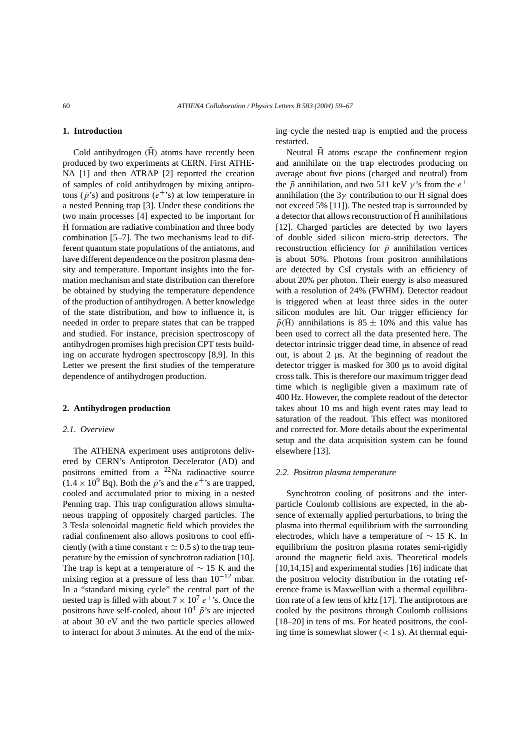## 1. Introduction

Cold antihydrogen ($\bar{\text{H}}$) atoms have recently been produced by two experiments at CERN. First ATHENA [1] and then ATRAP [2] reported the creation of samples of cold antihydrogen by mixing antiprotons ($\bar{p}$'s) and positrons ($e^+$'s) at low temperature in a nested Penning trap [3]. Under these conditions the two main processes [4] expected to be important for $\bar{\text{H}}$ formation are radiative combination and three body combination [5–7]. The two mechanisms lead to different quantum state populations of the antiatoms, and have different dependence on the positron plasma density and temperature. Important insights into the formation mechanism and state distribution can therefore be obtained by studying the temperature dependence of the production of antihydrogen. A better knowledge of the state distribution, and how to influence it, is needed in order to prepare states that can be trapped and studied. For instance, precision spectroscopy of antihydrogen promises high precision CPT tests building on accurate hydrogen spectroscopy [8,9]. In this Letter we present the first studies of the temperature dependence of antihydrogen production.

## 2. Antihydrogen production

### 2.1. Overview

The ATHENA experiment uses antiprotons delivered by CERN's Antiproton Decelerator (AD) and positrons emitted from a $^{22}$Na radioactive source ($1.4 \times 10^9$ Bq). Both the $\bar{p}$'s and the $e^+$'s are trapped, cooled and accumulated prior to mixing in a nested Penning trap. This trap configuration allows simultaneous trapping of oppositely charged particles. The 3 Tesla solenoidal magnetic field which provides the radial confinement also allows positrons to cool efficiently (with a time constant $\tau \simeq 0.5$ s) to the trap temperature by the emission of synchrotron radiation [10]. The trap is kept at a temperature of $\sim 15$ K and the mixing region at a pressure of less than $10^{-12}$ mbar. In a "standard mixing cycle" the central part of the nested trap is filled with about $7 \times 10^7$ $e^+$'s. Once the positrons have self-cooled, about $10^4$ $\bar{p}$'s are injected at about 30 eV and the two particle species allowed to interact for about 3 minutes. At the end of the mixing cycle the nested trap is emptied and the process restarted.

Neutral $\bar{\text{H}}$ atoms escape the confinement region and annihilate on the trap electrodes producing on average about five pions (charged and neutral) from the $\bar{p}$ annihilation, and two 511 keV $\gamma$'s from the $e^+$ annihilation (the $3\gamma$ contribution to our $\bar{\text{H}}$ signal does not exceed 5% [11]). The nested trap is surrounded by a detector that allows reconstruction of $\bar{\text{H}}$ annihilations [12]. Charged particles are detected by two layers of double sided silicon micro-strip detectors. The reconstruction efficiency for $\bar{p}$ annihilation vertices is about 50%. Photons from positron annihilations are detected by CsI crystals with an efficiency of about 20% per photon. Their energy is also measured with a resolution of 24% (FWHM). Detector readout is triggered when at least three sides in the outer silicon modules are hit. Our trigger efficiency for $\bar{p}(\bar{\text{H}})$ annihilations is $85 \pm 10\%$ and this value has been used to correct all the data presented here. The detector intrinsic trigger dead time, in absence of read out, is about 2 μs. At the beginning of readout the detector trigger is masked for 300 μs to avoid digital cross talk. This is therefore our maximum trigger dead time which is negligible given a maximum rate of 400 Hz. However, the complete readout of the detector takes about 10 ms and high event rates may lead to saturation of the readout. This effect was monitored and corrected for. More details about the experimental setup and the data acquisition system can be found elsewhere [13].

### 2.2. Positron plasma temperature

Synchrotron cooling of positrons and the interparticle Coulomb collisions are expected, in the absence of externally applied perturbations, to bring the plasma into thermal equilibrium with the surrounding electrodes, which have a temperature of $\sim 15$ K. In equilibrium the positron plasma rotates semi-rigidly around the magnetic field axis. Theoretical models [10,14,15] and experimental studies [16] indicate that the positron velocity distribution in the rotating reference frame is Maxwellian with a thermal equilibration rate of a few tens of kHz [17]. The antiprotons are cooled by the positrons through Coulomb collisions [18–20] in tens of ms. For heated positrons, the cooling time is somewhat slower ($< 1$ s). At thermal equi-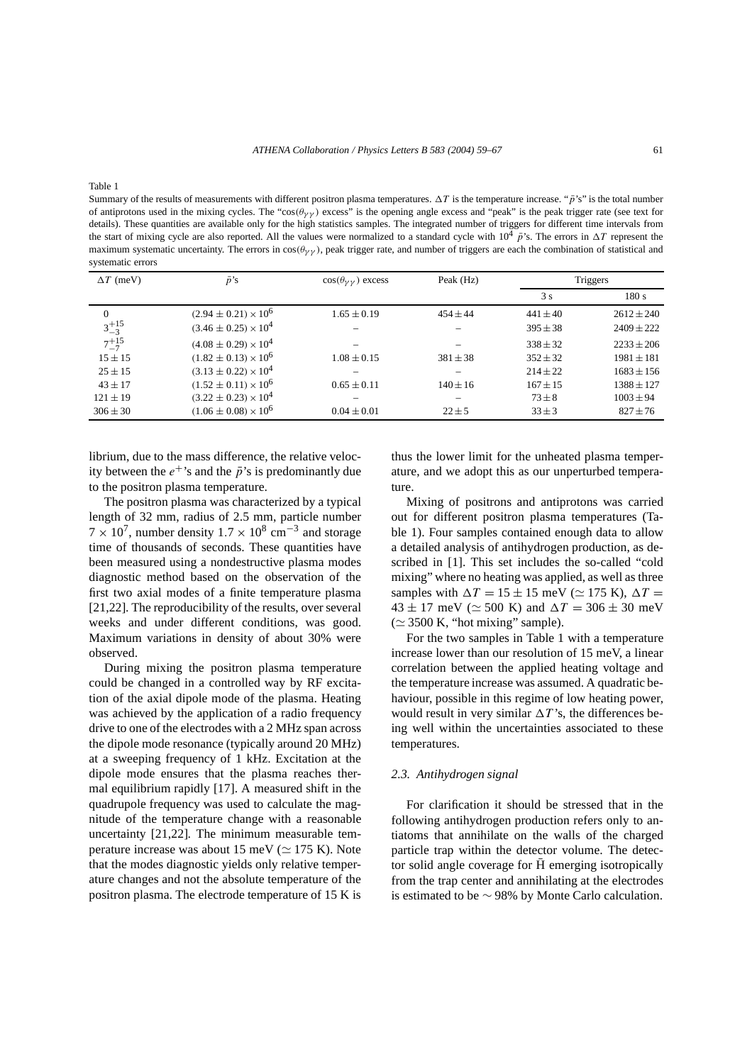Table 1

Summary of the results of measurements with different positron plasma temperatures. $\Delta T$ is the temperature increase. "$\bar{p}$'s" is the total number of antiprotons used in the mixing cycles. The "$\cos(\theta_{\gamma\gamma})$ excess" is the opening angle excess and "peak" is the peak trigger rate (see text for details). These quantities are available only for the high statistics samples. The integrated number of triggers for different time intervals from the start of mixing cycle are also reported. All the values were normalized to a standard cycle with $10^4$ $\bar{p}$'s. The errors in $\Delta T$ represent the maximum systematic uncertainty. The errors in $\cos(\theta_{\gamma\gamma})$, peak trigger rate, and number of triggers are each the combination of statistical and systematic errors

| $\Delta T$ (meV) | $\bar{p}$'s | $\cos(\theta_{\gamma\gamma})$ excess | Peak (Hz) | Triggers | |
|---|---|---|---|---|---|
| | | | | 3 s | 180 s |
| 0 | $(2.94 \pm 0.21) \times 10^6$ | $1.65 \pm 0.19$ | $454 \pm 44$ | $441 \pm 40$ | $2612 \pm 240$ |
| $3^{+15}_{-3}$ | $(3.46 \pm 0.25) \times 10^4$ | – | – | $395 \pm 38$ | $2409 \pm 222$ |
| $7^{+15}_{-7}$ | $(4.08 \pm 0.29) \times 10^4$ | – | – | $338 \pm 32$ | $2233 \pm 206$ |
| $15 \pm 15$ | $(1.82 \pm 0.13) \times 10^6$ | $1.08 \pm 0.15$ | $381 \pm 38$ | $352 \pm 32$ | $1981 \pm 181$ |
| $25 \pm 15$ | $(3.13 \pm 0.22) \times 10^4$ | – | – | $214 \pm 22$ | $1683 \pm 156$ |
| $43 \pm 17$ | $(1.52 \pm 0.11) \times 10^6$ | $0.65 \pm 0.11$ | $140 \pm 16$ | $167 \pm 15$ | $1388 \pm 127$ |
| $121 \pm 19$ | $(3.22 \pm 0.23) \times 10^4$ | – | – | $73 \pm 8$ | $1003 \pm 94$ |
| $306 \pm 30$ | $(1.06 \pm 0.08) \times 10^6$ | $0.04 \pm 0.01$ | $22 \pm 5$ | $33 \pm 3$ | $827 \pm 76$ |

librium, due to the mass difference, the relative velocity between the $e^+$'s and the $\bar{p}$'s is predominantly due to the positron plasma temperature.

The positron plasma was characterized by a typical length of 32 mm, radius of 2.5 mm, particle number $7 \times 10^7$, number density $1.7 \times 10^8$ cm$^{-3}$ and storage time of thousands of seconds. These quantities have been measured using a nondestructive plasma modes diagnostic method based on the observation of the first two axial modes of a finite temperature plasma [21,22]. The reproducibility of the results, over several weeks and under different conditions, was good. Maximum variations in density of about 30% were observed.

During mixing the positron plasma temperature could be changed in a controlled way by RF excitation of the axial dipole mode of the plasma. Heating was achieved by the application of a radio frequency drive to one of the electrodes with a 2 MHz span across the dipole mode resonance (typically around 20 MHz) at a sweeping frequency of 1 kHz. Excitation at the dipole mode ensures that the plasma reaches thermal equilibrium rapidly [17]. A measured shift in the quadrupole frequency was used to calculate the magnitude of the temperature change with a reasonable uncertainty [21,22]. The minimum measurable temperature increase was about 15 meV ($\simeq 175$ K). Note that the modes diagnostic yields only relative temperature changes and not the absolute temperature of the positron plasma. The electrode temperature of 15 K is thus the lower limit for the unheated plasma temperature, and we adopt this as our unperturbed temperature.

Mixing of positrons and antiprotons was carried out for different positron plasma temperatures (Table 1). Four samples contained enough data to allow a detailed analysis of antihydrogen production, as described in [1]. This set includes the so-called "cold mixing" where no heating was applied, as well as three samples with $\Delta T = 15 \pm 15$ meV ($\simeq 175$ K), $\Delta T = 43 \pm 17$ meV ($\simeq 500$ K) and $\Delta T = 306 \pm 30$ meV ($\simeq 3500$ K, "hot mixing" sample).

For the two samples in Table 1 with a temperature increase lower than our resolution of 15 meV, a linear correlation between the applied heating voltage and the temperature increase was assumed. A quadratic behaviour, possible in this regime of low heating power, would result in very similar $\Delta T$'s, the differences being well within the uncertainties associated to these temperatures.

### *2.3. Antihydrogen signal*

For clarification it should be stressed that in the following antihydrogen production refers only to antiatoms that annihilate on the walls of the charged particle trap within the detector volume. The detector solid angle coverage for $\bar{\mathrm{H}}$ emerging isotropically from the trap center and annihilating at the electrodes is estimated to be $\sim 98$% by Monte Carlo calculation.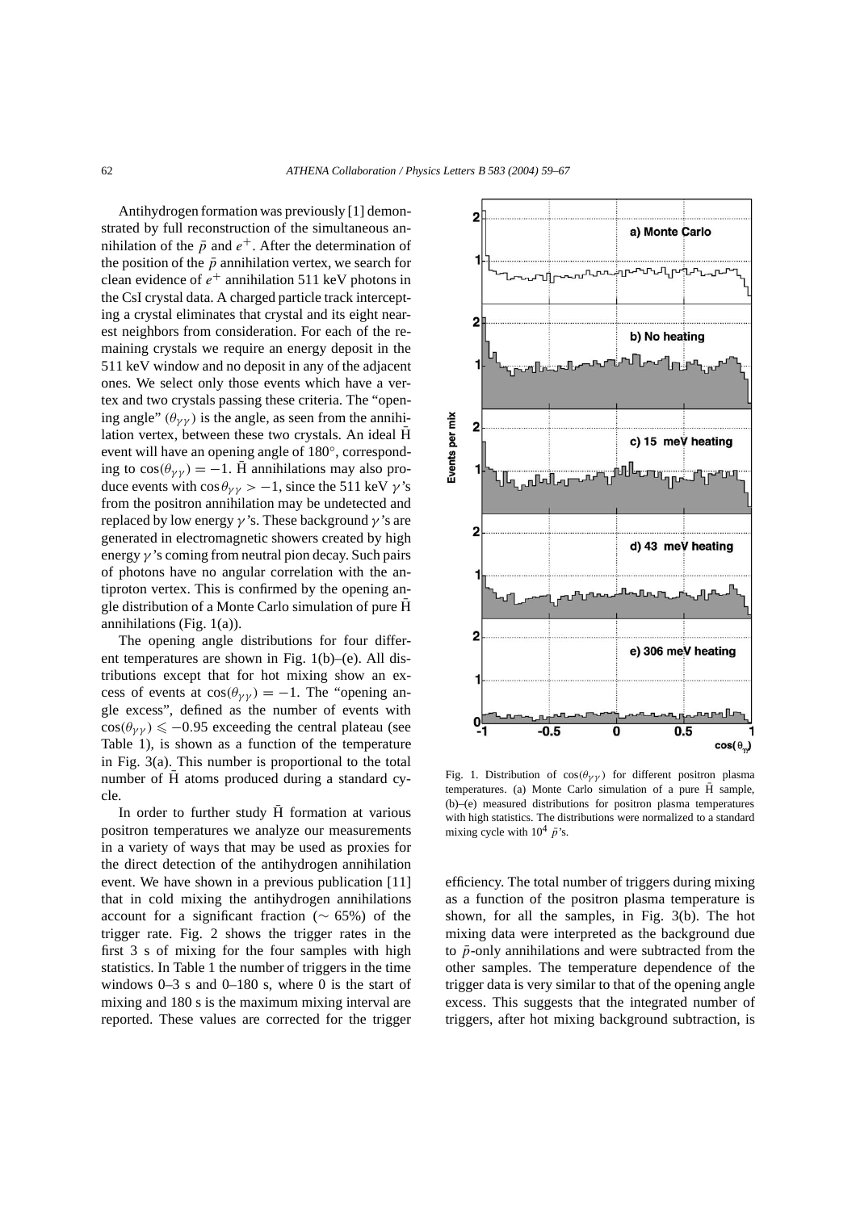Antihydrogen formation was previously [1] demonstrated by full reconstruction of the simultaneous annihilation of the $\bar{p}$ and $e^+$. After the determination of the position of the $\bar{p}$ annihilation vertex, we search for clean evidence of $e^+$ annihilation 511 keV photons in the CsI crystal data. A charged particle track intercepting a crystal eliminates that crystal and its eight nearest neighbors from consideration. For each of the remaining crystals we require an energy deposit in the 511 keV window and no deposit in any of the adjacent ones. We select only those events which have a vertex and two crystals passing these criteria. The "opening angle" ($\theta_{\gamma\gamma}$) is the angle, as seen from the annihilation vertex, between these two crystals. An ideal $\bar{\text{H}}$ event will have an opening angle of 180°, corresponding to $\cos(\theta_{\gamma\gamma}) = -1$. $\bar{\text{H}}$ annihilations may also produce events with $\cos\theta_{\gamma\gamma} > -1$, since the 511 keV $\gamma$'s from the positron annihilation may be undetected and replaced by low energy $\gamma$'s. These background $\gamma$'s are generated in electromagnetic showers created by high energy $\gamma$'s coming from neutral pion decay. Such pairs of photons have no angular correlation with the antiproton vertex. This is confirmed by the opening angle distribution of a Monte Carlo simulation of pure $\bar{\text{H}}$ annihilations (Fig. 1(a)).

The opening angle distributions for four different temperatures are shown in Fig. 1(b)–(e). All distributions except that for hot mixing show an excess of events at $\cos(\theta_{\gamma\gamma}) = -1$. The "opening angle excess", defined as the number of events with $\cos(\theta_{\gamma\gamma}) \leqslant -0.95$ exceeding the central plateau (see Table 1), is shown as a function of the temperature in Fig. 3(a). This number is proportional to the total number of $\bar{\text{H}}$ atoms produced during a standard cycle.

In order to further study $\bar{\text{H}}$ formation at various positron temperatures we analyze our measurements in a variety of ways that may be used as proxies for the direct detection of the antihydrogen annihilation event. We have shown in a previous publication [11] that in cold mixing the antihydrogen annihilations account for a significant fraction ($\sim 65\%$) of the trigger rate. Fig. 2 shows the trigger rates in the first 3 s of mixing for the four samples with high statistics. In Table 1 the number of triggers in the time windows 0–3 s and 0–180 s, where 0 is the start of mixing and 180 s is the maximum mixing interval are reported. These values are corrected for the trigger efficiency. The total number of triggers during mixing as a function of the positron plasma temperature is shown, for all the samples, in Fig. 3(b). The hot mixing data were interpreted as the background due to $\bar{p}$-only annihilations and were subtracted from the other samples. The temperature dependence of the trigger data is very similar to that of the opening angle excess. This suggests that the integrated number of triggers, after hot mixing background subtraction, is

Fig. 1. Distribution of $\cos(\theta_{\gamma\gamma})$ for different positron plasma temperatures. (a) Monte Carlo simulation of a pure $\bar{\text{H}}$ sample, (b)–(e) measured distributions for positron plasma temperatures with high statistics. The distributions were normalized to a standard mixing cycle with $10^4$ $\bar{p}$'s.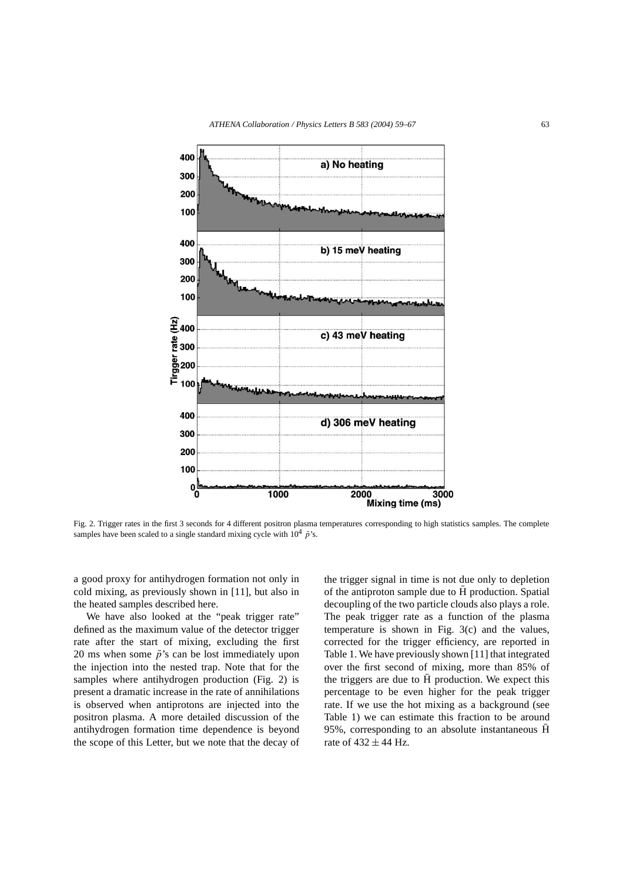Fig. 2. Trigger rates in the first 3 seconds for 4 different positron plasma temperatures corresponding to high statistics samples. The complete samples have been scaled to a single standard mixing cycle with $10^4$ $\bar{p}$'s.

a good proxy for antihydrogen formation not only in cold mixing, as previously shown in [11], but also in the heated samples described here.

We have also looked at the "peak trigger rate" defined as the maximum value of the detector trigger rate after the start of mixing, excluding the first 20 ms when some $\bar{p}$'s can be lost immediately upon the injection into the nested trap. Note that for the samples where antihydrogen production (Fig. 2) is present a dramatic increase in the rate of annihilations is observed when antiprotons are injected into the positron plasma. A more detailed discussion of the antihydrogen formation time dependence is beyond the scope of this Letter, but we note that the decay of the trigger signal in time is not due only to depletion of the antiproton sample due to $\bar{\mathrm{H}}$ production. Spatial decoupling of the two particle clouds also plays a role. The peak trigger rate as a function of the plasma temperature is shown in Fig. 3(c) and the values, corrected for the trigger efficiency, are reported in Table 1. We have previously shown [11] that integrated over the first second of mixing, more than 85% of the triggers are due to $\bar{\mathrm{H}}$ production. We expect this percentage to be even higher for the peak trigger rate. If we use the hot mixing as a background (see Table 1) we can estimate this fraction to be around 95%, corresponding to an absolute instantaneous $\bar{\mathrm{H}}$ rate of $432 \pm 44$ Hz.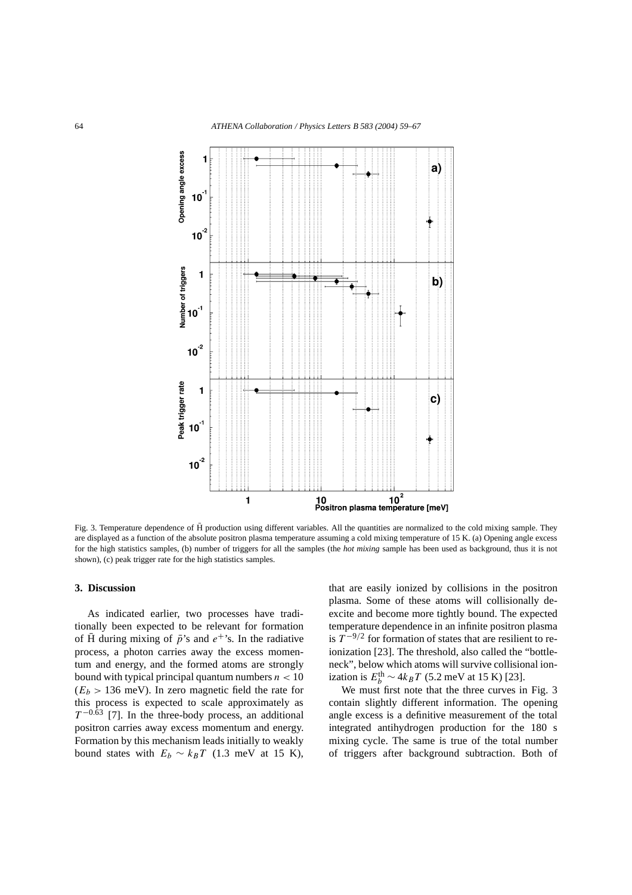Fig. 3. Temperature dependence of $\bar{\text{H}}$ production using different variables. All the quantities are normalized to the cold mixing sample. They are displayed as a function of the absolute positron plasma temperature assuming a cold mixing temperature of 15 K. (a) Opening angle excess for the high statistics samples, (b) number of triggers for all the samples (the *hot mixing* sample has been used as background, thus it is not shown), (c) peak trigger rate for the high statistics samples.

## 3. Discussion

As indicated earlier, two processes have traditionally been expected to be relevant for formation of $\bar{\text{H}}$ during mixing of $\bar{p}$'s and $e^+$'s. In the radiative process, a photon carries away the excess momentum and energy, and the formed atoms are strongly bound with typical principal quantum numbers $n < 10$ ($E_b > 136$ meV). In zero magnetic field the rate for this process is expected to scale approximately as $T^{-0.63}$ [7]. In the three-body process, an additional positron carries away excess momentum and energy. Formation by this mechanism leads initially to weakly bound states with $E_b \sim k_B T$ (1.3 meV at 15 K), that are easily ionized by collisions in the positron plasma. Some of these atoms will collisionally deexcite and become more tightly bound. The expected temperature dependence in an infinite positron plasma is $T^{-9/2}$ for formation of states that are resilient to reionization [23]. The threshold, also called the "bottleneck", below which atoms will survive collisional ionization is $E_b^{\text{th}} \sim 4k_B T$ (5.2 meV at 15 K) [23].

We must first note that the three curves in Fig. 3 contain slightly different information. The opening angle excess is a definitive measurement of the total integrated antihydrogen production for the 180 s mixing cycle. The same is true of the total number of triggers after background subtraction. Both of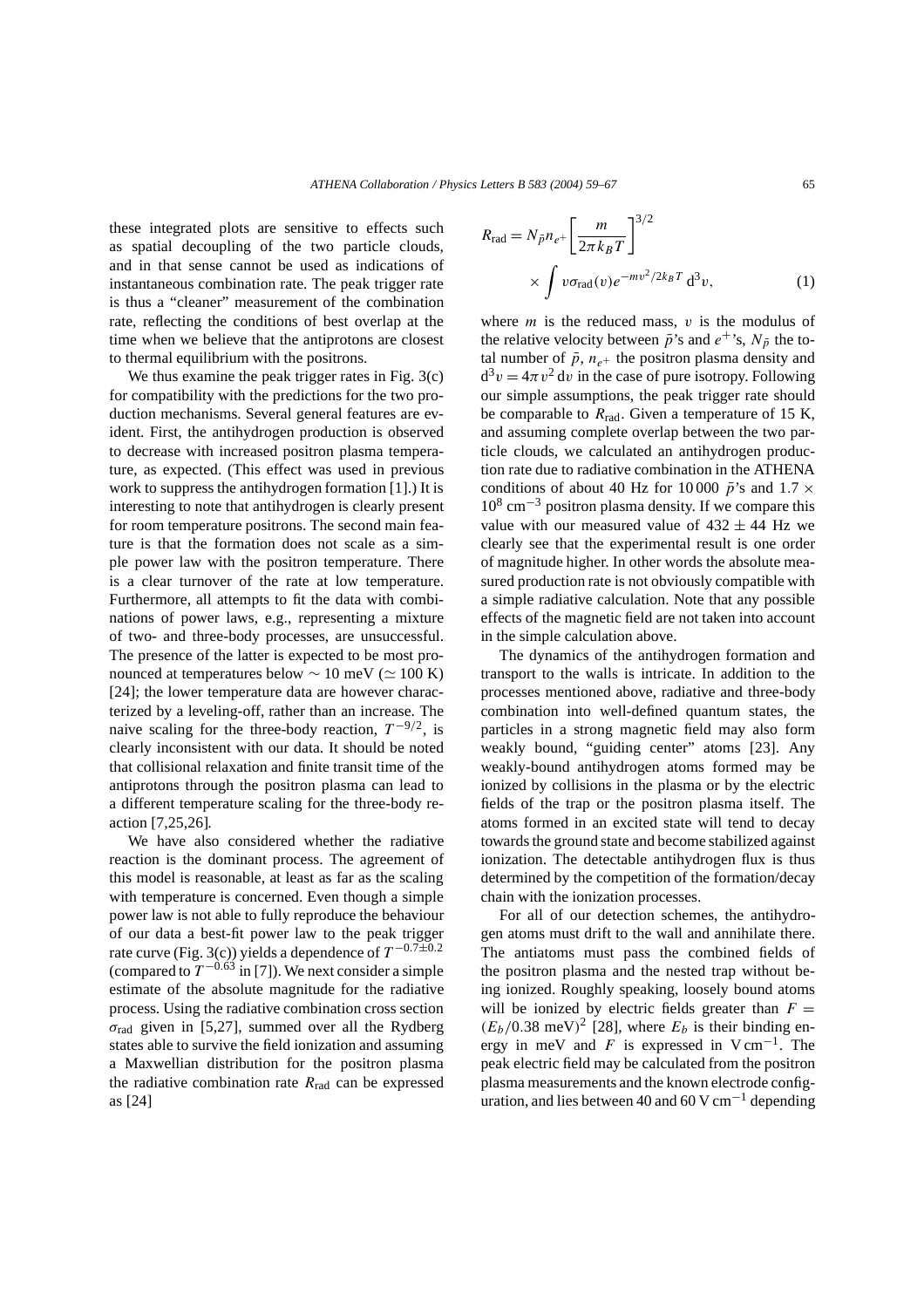these integrated plots are sensitive to effects such as spatial decoupling of the two particle clouds, and in that sense cannot be used as indications of instantaneous combination rate. The peak trigger rate is thus a "cleaner" measurement of the combination rate, reflecting the conditions of best overlap at the time when we believe that the antiprotons are closest to thermal equilibrium with the positrons.

We thus examine the peak trigger rates in Fig. 3(c) for compatibility with the predictions for the two production mechanisms. Several general features are evident. First, the antihydrogen production is observed to decrease with increased positron plasma temperature, as expected. (This effect was used in previous work to suppress the antihydrogen formation [1].) It is interesting to note that antihydrogen is clearly present for room temperature positrons. The second main feature is that the formation does not scale as a simple power law with the positron temperature. There is a clear turnover of the rate at low temperature. Furthermore, all attempts to fit the data with combinations of power laws, e.g., representing a mixture of two- and three-body processes, are unsuccessful. The presence of the latter is expected to be most pronounced at temperatures below $\sim 10$ meV ($\simeq 100$ K) [24]; the lower temperature data are however characterized by a leveling-off, rather than an increase. The naive scaling for the three-body reaction, $T^{-9/2}$, is clearly inconsistent with our data. It should be noted that collisional relaxation and finite transit time of the antiprotons through the positron plasma can lead to a different temperature scaling for the three-body reaction [7,25,26].

We have also considered whether the radiative reaction is the dominant process. The agreement of this model is reasonable, at least as far as the scaling with temperature is concerned. Even though a simple power law is not able to fully reproduce the behaviour of our data a best-fit power law to the peak trigger rate curve (Fig. 3(c)) yields a dependence of $T^{-0.7\pm0.2}$ (compared to $T^{-0.63}$ in [7]). We next consider a simple estimate of the absolute magnitude for the radiative process. Using the radiative combination cross section $\sigma_{\mathrm{rad}}$ given in [5,27], summed over all the Rydberg states able to survive the field ionization and assuming a Maxwellian distribution for the positron plasma the radiative combination rate $R_{\mathrm{rad}}$ can be expressed as [24]

$$R_{\mathrm{rad}} = N_{\bar{p}} n_{e^+} \left[\frac{m}{2\pi k_B T}\right]^{3/2} \times \int v \sigma_{\mathrm{rad}}(v) e^{-mv^2/2k_B T} \, \mathrm{d}^3 v, \tag{1}$$

where $m$ is the reduced mass, $v$ is the modulus of the relative velocity between $\bar{p}$'s and $e^+$'s, $N_{\bar{p}}$ the total number of $\bar{p}$, $n_{e^+}$ the positron plasma density and $\mathrm{d}^3 v = 4\pi v^2 \, \mathrm{d}v$ in the case of pure isotropy. Following our simple assumptions, the peak trigger rate should be comparable to $R_{\mathrm{rad}}$. Given a temperature of 15 K, and assuming complete overlap between the two particle clouds, we calculated an antihydrogen production rate due to radiative combination in the ATHENA conditions of about 40 Hz for 10 000 $\bar{p}$'s and $1.7 \times 10^8$ cm$^{-3}$ positron plasma density. If we compare this value with our measured value of $432 \pm 44$ Hz we clearly see that the experimental result is one order of magnitude higher. In other words the absolute measured production rate is not obviously compatible with a simple radiative calculation. Note that any possible effects of the magnetic field are not taken into account in the simple calculation above.

The dynamics of the antihydrogen formation and transport to the walls is intricate. In addition to the processes mentioned above, radiative and three-body combination into well-defined quantum states, the particles in a strong magnetic field may also form weakly bound, "guiding center" atoms [23]. Any weakly-bound antihydrogen atoms formed may be ionized by collisions in the plasma or by the electric fields of the trap or the positron plasma itself. The atoms formed in an excited state will tend to decay towards the ground state and become stabilized against ionization. The detectable antihydrogen flux is thus determined by the competition of the formation/decay chain with the ionization processes.

For all of our detection schemes, the antihydrogen atoms must drift to the wall and annihilate there. The antiatoms must pass the combined fields of the positron plasma and the nested trap without being ionized. Roughly speaking, loosely bound atoms will be ionized by electric fields greater than $F = (E_b/0.38 \text{ meV})^2$ [28], where $E_b$ is their binding energy in meV and $F$ is expressed in V cm$^{-1}$. The peak electric field may be calculated from the positron plasma measurements and the known electrode configuration, and lies between 40 and 60 V cm$^{-1}$ depending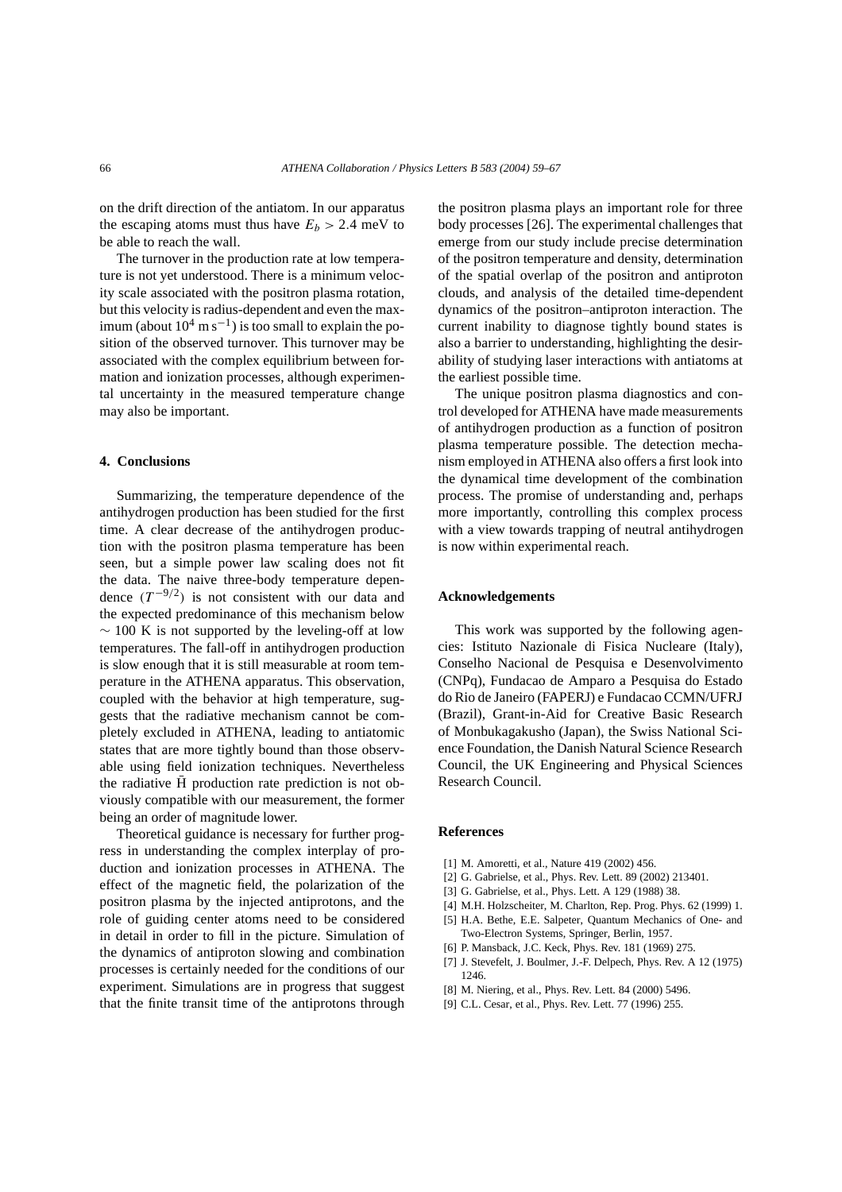on the drift direction of the antiatom. In our apparatus the escaping atoms must thus have $E_b > 2.4$ meV to be able to reach the wall.

The turnover in the production rate at low temperature is not yet understood. There is a minimum velocity scale associated with the positron plasma rotation, but this velocity is radius-dependent and even the maximum (about $10^4$ m s$^{-1}$) is too small to explain the position of the observed turnover. This turnover may be associated with the complex equilibrium between formation and ionization processes, although experimental uncertainty in the measured temperature change may also be important.

## 4. Conclusions

Summarizing, the temperature dependence of the antihydrogen production has been studied for the first time. A clear decrease of the antihydrogen production with the positron plasma temperature has been seen, but a simple power law scaling does not fit the data. The naive three-body temperature dependence ($T^{-9/2}$) is not consistent with our data and the expected predominance of this mechanism below $\sim 100$ K is not supported by the leveling-off at low temperatures. The fall-off in antihydrogen production is slow enough that it is still measurable at room temperature in the ATHENA apparatus. This observation, coupled with the behavior at high temperature, suggests that the radiative mechanism cannot be completely excluded in ATHENA, leading to antiatomic states that are more tightly bound than those observable using field ionization techniques. Nevertheless the radiative $\bar{\mathrm{H}}$ production rate prediction is not obviously compatible with our measurement, the former being an order of magnitude lower.

Theoretical guidance is necessary for further progress in understanding the complex interplay of production and ionization processes in ATHENA. The effect of the magnetic field, the polarization of the positron plasma by the injected antiprotons, and the role of guiding center atoms need to be considered in detail in order to fill in the picture. Simulation of the dynamics of antiproton slowing and combination processes is certainly needed for the conditions of our experiment. Simulations are in progress that suggest that the finite transit time of the antiprotons through the positron plasma plays an important role for three body processes [26]. The experimental challenges that emerge from our study include precise determination of the positron temperature and density, determination of the spatial overlap of the positron and antiproton clouds, and analysis of the detailed time-dependent dynamics of the positron–antiproton interaction. The current inability to diagnose tightly bound states is also a barrier to understanding, highlighting the desirability of studying laser interactions with antiatoms at the earliest possible time.

The unique positron plasma diagnostics and control developed for ATHENA have made measurements of antihydrogen production as a function of positron plasma temperature possible. The detection mechanism employed in ATHENA also offers a first look into the dynamical time development of the combination process. The promise of understanding and, perhaps more importantly, controlling this complex process with a view towards trapping of neutral antihydrogen is now within experimental reach.

## Acknowledgements

This work was supported by the following agencies: Istituto Nazionale di Fisica Nucleare (Italy), Conselho Nacional de Pesquisa e Desenvolvimento (CNPq), Fundacao de Amparo a Pesquisa do Estado do Rio de Janeiro (FAPERJ) e Fundacao CCMN/UFRJ (Brazil), Grant-in-Aid for Creative Basic Research of Monbukagakusho (Japan), the Swiss National Science Foundation, the Danish Natural Science Research Council, the UK Engineering and Physical Sciences Research Council.

## References

[1] M. Amoretti, et al., Nature 419 (2002) 456.
[2] G. Gabrielse, et al., Phys. Rev. Lett. 89 (2002) 213401.
[3] G. Gabrielse, et al., Phys. Lett. A 129 (1988) 38.
[4] M.H. Holzscheiter, M. Charlton, Rep. Prog. Phys. 62 (1999) 1.
[5] H.A. Bethe, E.E. Salpeter, Quantum Mechanics of One- and Two-Electron Systems, Springer, Berlin, 1957.
[6] P. Mansback, J.C. Keck, Phys. Rev. 181 (1969) 275.
[7] J. Stevefelt, J. Boulmer, J.-F. Delpech, Phys. Rev. A 12 (1975) 1246.
[8] M. Niering, et al., Phys. Rev. Lett. 84 (2000) 5496.
[9] C.L. Cesar, et al., Phys. Rev. Lett. 77 (1996) 255.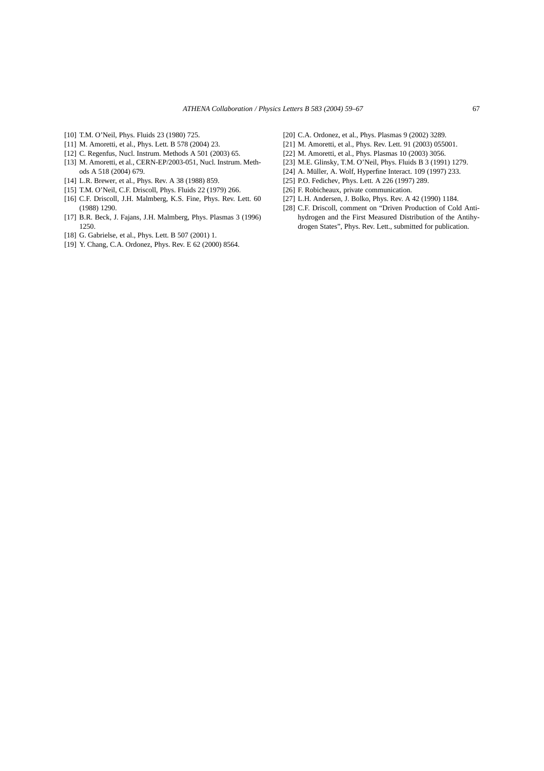[10] T.M. O'Neil, Phys. Fluids 23 (1980) 725.
[11] M. Amoretti, et al., Phys. Lett. B 578 (2004) 23.
[12] C. Regenfus, Nucl. Instrum. Methods A 501 (2003) 65.
[13] M. Amoretti, et al., CERN-EP/2003-051, Nucl. Instrum. Methods A 518 (2004) 679.
[14] L.R. Brewer, et al., Phys. Rev. A 38 (1988) 859.
[15] T.M. O'Neil, C.F. Driscoll, Phys. Fluids 22 (1979) 266.
[16] C.F. Driscoll, J.H. Malmberg, K.S. Fine, Phys. Rev. Lett. 60 (1988) 1290.
[17] B.R. Beck, J. Fajans, J.H. Malmberg, Phys. Plasmas 3 (1996) 1250.
[18] G. Gabrielse, et al., Phys. Lett. B 507 (2001) 1.
[19] Y. Chang, C.A. Ordonez, Phys. Rev. E 62 (2000) 8564.
[20] C.A. Ordonez, et al., Phys. Plasmas 9 (2002) 3289.
[21] M. Amoretti, et al., Phys. Rev. Lett. 91 (2003) 055001.
[22] M. Amoretti, et al., Phys. Plasmas 10 (2003) 3056.
[23] M.E. Glinsky, T.M. O'Neil, Phys. Fluids B 3 (1991) 1279.
[24] A. Müller, A. Wolf, Hyperfine Interact. 109 (1997) 233.
[25] P.O. Fedichev, Phys. Lett. A 226 (1997) 289.
[26] F. Robicheaux, private communication.
[27] L.H. Andersen, J. Bolko, Phys. Rev. A 42 (1990) 1184.
[28] C.F. Driscoll, comment on "Driven Production of Cold Antihydrogen and the First Measured Distribution of the Antihydrogen States", Phys. Rev. Lett., submitted for publication.